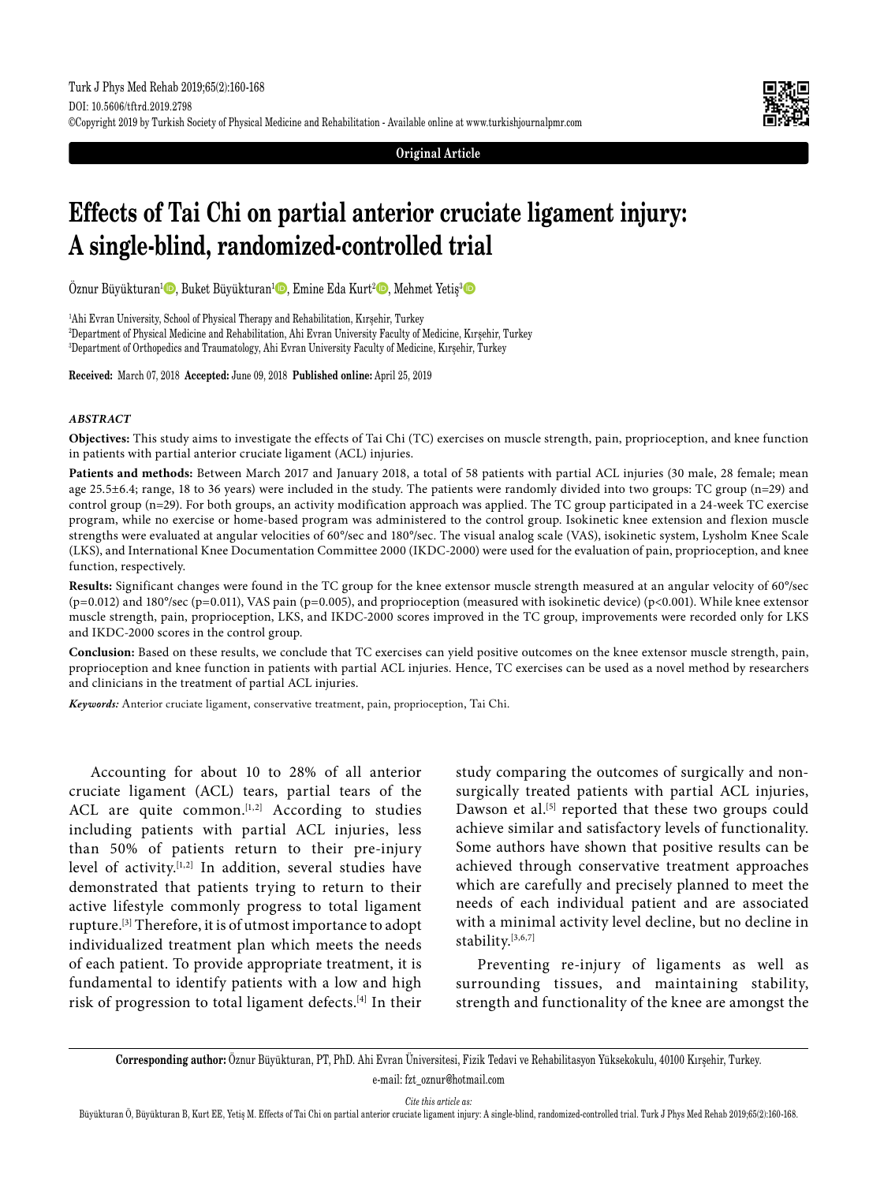Original Article

# Effects of Tai Chi on partial anterior cruciate ligament injury: A single-blind, randomized-controlled trial

Öznur Büyükturan[1], Buket Büyükturan[1], Emine Eda Kurt[2], Mehmet Yetiş[3]

[1]Ahi Evran University, School of Physical Therapy and Rehabilitation, Kırşehir, Turkey
[2]Department of Physical Medicine and Rehabilitation, Ahi Evran University Faculty of Medicine, Kırşehir, Turkey
[3]Department of Orthopedics and Traumatology, Ahi Evran University Faculty of Medicine, Kırşehir, Turkey

**Received:** March 07, 2018 **Accepted:** June 09, 2018 **Published online:** April 25, 2019

## *ABSTRACT*

**Objectives:** This study aims to investigate the effects of Tai Chi (TC) exercises on muscle strength, pain, proprioception, and knee function in patients with partial anterior cruciate ligament (ACL) injuries.

**Patients and methods:** Between March 2017 and January 2018, a total of 58 patients with partial ACL injuries (30 male, 28 female; mean age 25.5±6.4; range, 18 to 36 years) were included in the study. The patients were randomly divided into two groups: TC group (n=29) and control group (n=29). For both groups, an activity modification approach was applied. The TC group participated in a 24-week TC exercise program, while no exercise or home-based program was administered to the control group. Isokinetic knee extension and flexion muscle strengths were evaluated at angular velocities of 60°/sec and 180°/sec. The visual analog scale (VAS), isokinetic system, Lysholm Knee Scale (LKS), and International Knee Documentation Committee 2000 (IKDC-2000) were used for the evaluation of pain, proprioception, and knee function, respectively.

**Results:** Significant changes were found in the TC group for the knee extensor muscle strength measured at an angular velocity of 60°/sec (p=0.012) and 180°/sec (p=0.011), VAS pain (p=0.005), and proprioception (measured with isokinetic device) (p<0.001). While knee extensor muscle strength, pain, proprioception, LKS, and IKDC-2000 scores improved in the TC group, improvements were recorded only for LKS and IKDC-2000 scores in the control group.

**Conclusion:** Based on these results, we conclude that TC exercises can yield positive outcomes on the knee extensor muscle strength, pain, proprioception and knee function in patients with partial ACL injuries. Hence, TC exercises can be used as a novel method by researchers and clinicians in the treatment of partial ACL injuries.

***Keywords:*** Anterior cruciate ligament, conservative treatment, pain, proprioception, Tai Chi.

Accounting for about 10 to 28% of all anterior cruciate ligament (ACL) tears, partial tears of the ACL are quite common.[1,2] According to studies including patients with partial ACL injuries, less than 50% of patients return to their pre-injury level of activity.[1,2] In addition, several studies have demonstrated that patients trying to return to their active lifestyle commonly progress to total ligament rupture.[3] Therefore, it is of utmost importance to adopt individualized treatment plan which meets the needs of each patient. To provide appropriate treatment, it is fundamental to identify patients with a low and high risk of progression to total ligament defects.[4] In their study comparing the outcomes of surgically and non-surgically treated patients with partial ACL injuries, Dawson et al.[5] reported that these two groups could achieve similar and satisfactory levels of functionality. Some authors have shown that positive results can be achieved through conservative treatment approaches which are carefully and precisely planned to meet the needs of each individual patient and are associated with a minimal activity level decline, but no decline in stability.[3,6,7]

Preventing re-injury of ligaments as well as surrounding tissues, and maintaining stability, strength and functionality of the knee are amongst the

**Corresponding author:** Öznur Büyükturan, PT, PhD. Ahi Evran Üniversitesi, Fizik Tedavi ve Rehabilitasyon Yüksekokulu, 40100 Kırşehir, Turkey.
e-mail: fzt_oznur@hotmail.com

*Cite this article as:*
Büyükturan Ö, Büyükturan B, Kurt EE, Yetiş M. Effects of Tai Chi on partial anterior cruciate ligament injury: A single-blind, randomized-controlled trial. Turk J Phys Med Rehab 2019;65(2):160-168.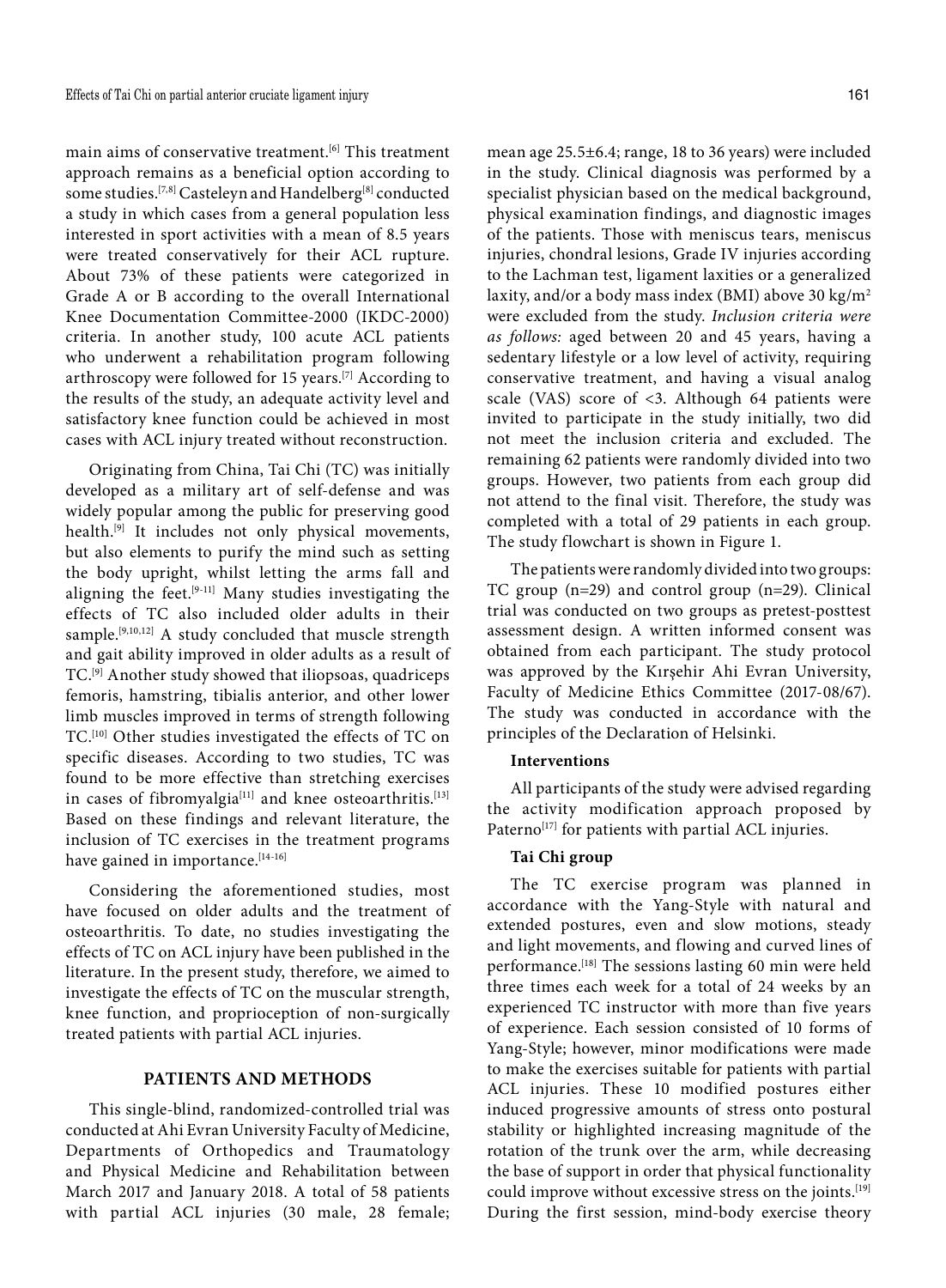main aims of conservative treatment.[6] This treatment approach remains as a beneficial option according to some studies.[7,8] Casteleyn and Handelberg[8] conducted a study in which cases from a general population less interested in sport activities with a mean of 8.5 years were treated conservatively for their ACL rupture. About 73% of these patients were categorized in Grade A or B according to the overall International Knee Documentation Committee-2000 (IKDC-2000) criteria. In another study, 100 acute ACL patients who underwent a rehabilitation program following arthroscopy were followed for 15 years.[7] According to the results of the study, an adequate activity level and satisfactory knee function could be achieved in most cases with ACL injury treated without reconstruction.

Originating from China, Tai Chi (TC) was initially developed as a military art of self-defense and was widely popular among the public for preserving good health.[9] It includes not only physical movements, but also elements to purify the mind such as setting the body upright, whilst letting the arms fall and aligning the feet.[9-11] Many studies investigating the effects of TC also included older adults in their sample.[9,10,12] A study concluded that muscle strength and gait ability improved in older adults as a result of TC.[9] Another study showed that iliopsoas, quadriceps femoris, hamstring, tibialis anterior, and other lower limb muscles improved in terms of strength following TC.[10] Other studies investigated the effects of TC on specific diseases. According to two studies, TC was found to be more effective than stretching exercises in cases of fibromyalgia[11] and knee osteoarthritis.[13] Based on these findings and relevant literature, the inclusion of TC exercises in the treatment programs have gained in importance.[14-16]

Considering the aforementioned studies, most have focused on older adults and the treatment of osteoarthritis. To date, no studies investigating the effects of TC on ACL injury have been published in the literature. In the present study, therefore, we aimed to investigate the effects of TC on the muscular strength, knee function, and proprioception of non-surgically treated patients with partial ACL injuries.

## PATIENTS AND METHODS

This single-blind, randomized-controlled trial was conducted at Ahi Evran University Faculty of Medicine, Departments of Orthopedics and Traumatology and Physical Medicine and Rehabilitation between March 2017 and January 2018. A total of 58 patients with partial ACL injuries (30 male, 28 female; mean age 25.5±6.4; range, 18 to 36 years) were included in the study. Clinical diagnosis was performed by a specialist physician based on the medical background, physical examination findings, and diagnostic images of the patients. Those with meniscus tears, meniscus injuries, chondral lesions, Grade IV injuries according to the Lachman test, ligament laxities or a generalized laxity, and/or a body mass index (BMI) above 30 kg/m$^2$ were excluded from the study. *Inclusion criteria were as follows:* aged between 20 and 45 years, having a sedentary lifestyle or a low level of activity, requiring conservative treatment, and having a visual analog scale (VAS) score of <3. Although 64 patients were invited to participate in the study initially, two did not meet the inclusion criteria and excluded. The remaining 62 patients were randomly divided into two groups. However, two patients from each group did not attend to the final visit. Therefore, the study was completed with a total of 29 patients in each group. The study flowchart is shown in Figure 1.

The patients were randomly divided into two groups: TC group (n=29) and control group (n=29). Clinical trial was conducted on two groups as pretest-posttest assessment design. A written informed consent was obtained from each participant. The study protocol was approved by the Kırşehir Ahi Evran University, Faculty of Medicine Ethics Committee (2017-08/67). The study was conducted in accordance with the principles of the Declaration of Helsinki.

### Interventions

All participants of the study were advised regarding the activity modification approach proposed by Paterno[17] for patients with partial ACL injuries.

### Tai Chi group

The TC exercise program was planned in accordance with the Yang-Style with natural and extended postures, even and slow motions, steady and light movements, and flowing and curved lines of performance.[18] The sessions lasting 60 min were held three times each week for a total of 24 weeks by an experienced TC instructor with more than five years of experience. Each session consisted of 10 forms of Yang-Style; however, minor modifications were made to make the exercises suitable for patients with partial ACL injuries. These 10 modified postures either induced progressive amounts of stress onto postural stability or highlighted increasing magnitude of the rotation of the trunk over the arm, while decreasing the base of support in order that physical functionality could improve without excessive stress on the joints.[19] During the first session, mind-body exercise theory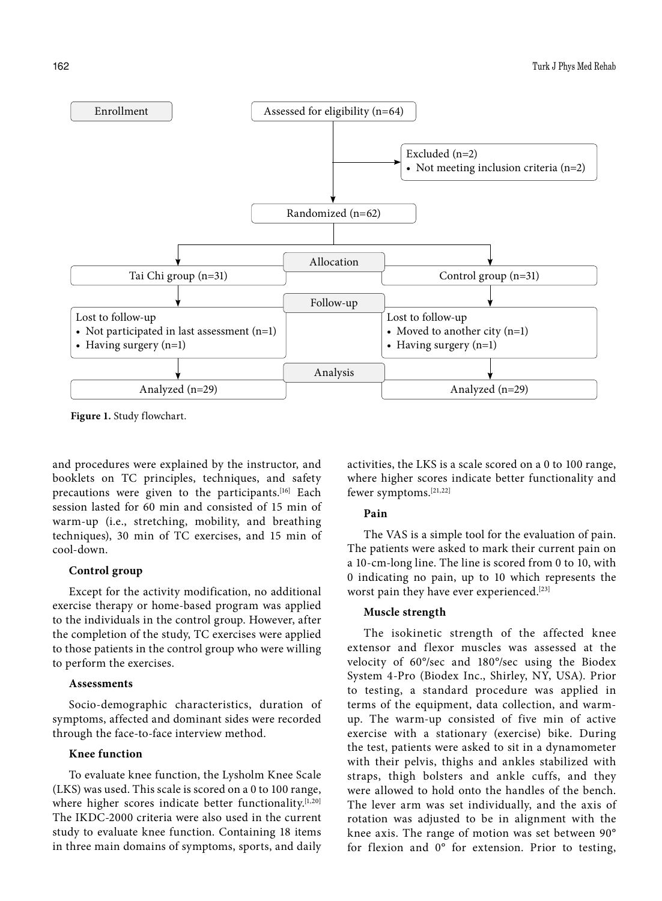Enrollment

Assessed for eligibility (n=64)

Excluded (n=2)
- Not meeting inclusion criteria (n=2)

Randomized (n=62)

Allocation

Tai Chi group (n=31)

Control group (n=31)

Follow-up

Lost to follow-up
- Not participated in last assessment (n=1)
- Having surgery (n=1)

Lost to follow-up
- Moved to another city (n=1)
- Having surgery (n=1)

Analysis

Analyzed (n=29)

Analyzed (n=29)

**Figure 1.** Study flowchart.

and procedures were explained by the instructor, and booklets on TC principles, techniques, and safety precautions were given to the participants.[16] Each session lasted for 60 min and consisted of 15 min of warm-up (i.e., stretching, mobility, and breathing techniques), 30 min of TC exercises, and 15 min of cool-down.

### Control group

Except for the activity modification, no additional exercise therapy or home-based program was applied to the individuals in the control group. However, after the completion of the study, TC exercises were applied to those patients in the control group who were willing to perform the exercises.

### Assessments

Socio-demographic characteristics, duration of symptoms, affected and dominant sides were recorded through the face-to-face interview method.

### Knee function

To evaluate knee function, the Lysholm Knee Scale (LKS) was used. This scale is scored on a 0 to 100 range, where higher scores indicate better functionality.[1,20] The IKDC-2000 criteria were also used in the current study to evaluate knee function. Containing 18 items in three main domains of symptoms, sports, and daily activities, the LKS is a scale scored on a 0 to 100 range, where higher scores indicate better functionality and fewer symptoms.[21,22]

### Pain

The VAS is a simple tool for the evaluation of pain. The patients were asked to mark their current pain on a 10-cm-long line. The line is scored from 0 to 10, with 0 indicating no pain, up to 10 which represents the worst pain they have ever experienced.[23]

### Muscle strength

The isokinetic strength of the affected knee extensor and flexor muscles was assessed at the velocity of 60°/sec and 180°/sec using the Biodex System 4-Pro (Biodex Inc., Shirley, NY, USA). Prior to testing, a standard procedure was applied in terms of the equipment, data collection, and warm-up. The warm-up consisted of five min of active exercise with a stationary (exercise) bike. During the test, patients were asked to sit in a dynamometer with their pelvis, thighs and ankles stabilized with straps, thigh bolsters and ankle cuffs, and they were allowed to hold onto the handles of the bench. The lever arm was set individually, and the axis of rotation was adjusted to be in alignment with the knee axis. The range of motion was set between 90° for flexion and 0° for extension. Prior to testing,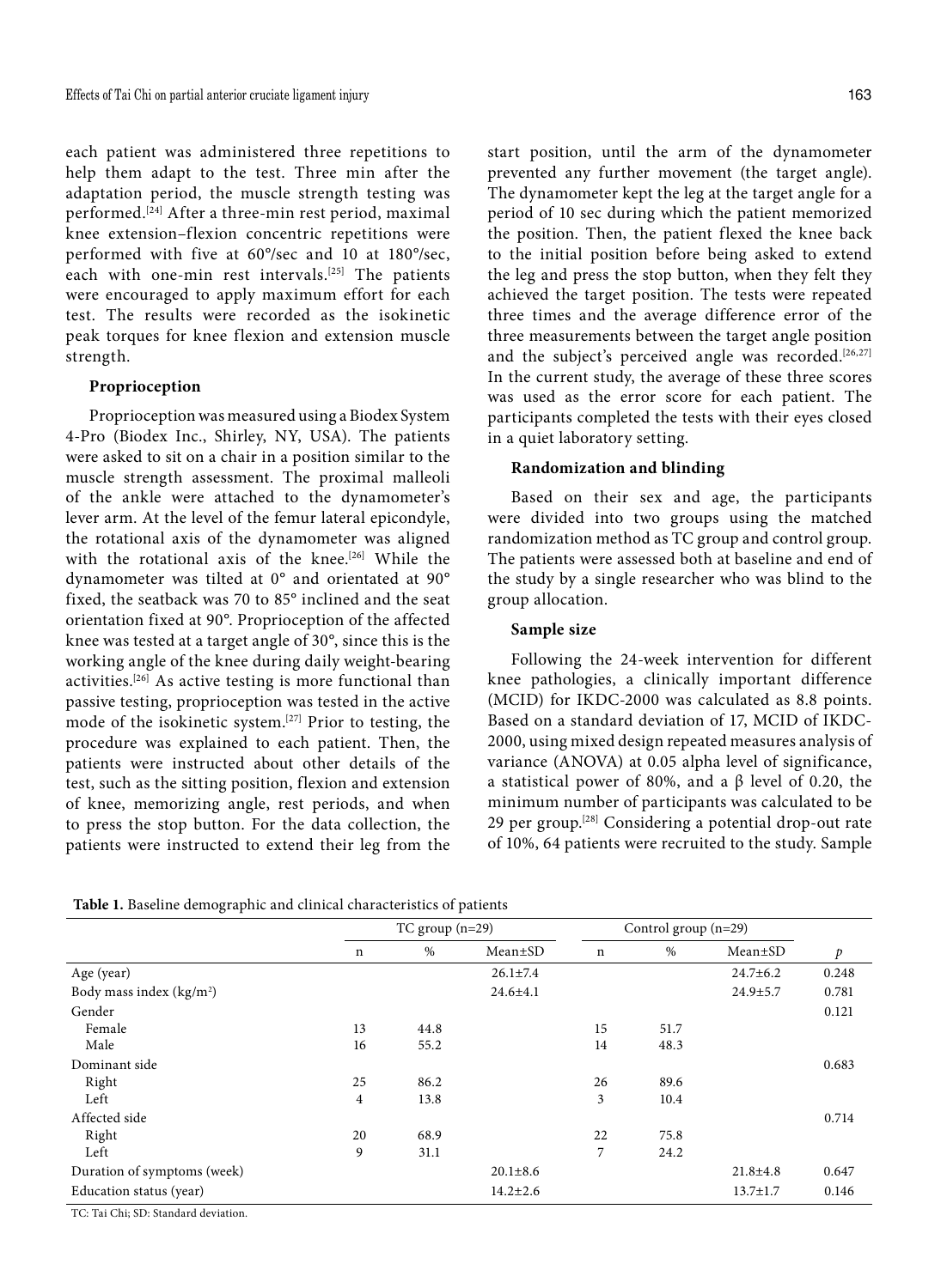each patient was administered three repetitions to help them adapt to the test. Three min after the adaptation period, the muscle strength testing was performed.[24] After a three-min rest period, maximal knee extension–flexion concentric repetitions were performed with five at 60°/sec and 10 at 180°/sec, each with one-min rest intervals.[25] The patients were encouraged to apply maximum effort for each test. The results were recorded as the isokinetic peak torques for knee flexion and extension muscle strength.

### Proprioception

Proprioception was measured using a Biodex System 4-Pro (Biodex Inc., Shirley, NY, USA). The patients were asked to sit on a chair in a position similar to the muscle strength assessment. The proximal malleoli of the ankle were attached to the dynamometer's lever arm. At the level of the femur lateral epicondyle, the rotational axis of the dynamometer was aligned with the rotational axis of the knee.[26] While the dynamometer was tilted at 0° and orientated at 90° fixed, the seatback was 70 to 85° inclined and the seat orientation fixed at 90°. Proprioception of the affected knee was tested at a target angle of 30°, since this is the working angle of the knee during daily weight-bearing activities.[26] As active testing is more functional than passive testing, proprioception was tested in the active mode of the isokinetic system.[27] Prior to testing, the procedure was explained to each patient. Then, the patients were instructed about other details of the test, such as the sitting position, flexion and extension of knee, memorizing angle, rest periods, and when to press the stop button. For the data collection, the patients were instructed to extend their leg from the start position, until the arm of the dynamometer prevented any further movement (the target angle). The dynamometer kept the leg at the target angle for a period of 10 sec during which the patient memorized the position. Then, the patient flexed the knee back to the initial position before being asked to extend the leg and press the stop button, when they felt they achieved the target position. The tests were repeated three times and the average difference error of the three measurements between the target angle position and the subject's perceived angle was recorded.[26,27] In the current study, the average of these three scores was used as the error score for each patient. The participants completed the tests with their eyes closed in a quiet laboratory setting.

### Randomization and blinding

Based on their sex and age, the participants were divided into two groups using the matched randomization method as TC group and control group. The patients were assessed both at baseline and end of the study by a single researcher who was blind to the group allocation.

### Sample size

Following the 24-week intervention for different knee pathologies, a clinically important difference (MCID) for IKDC-2000 was calculated as 8.8 points. Based on a standard deviation of 17, MCID of IKDC-2000, using mixed design repeated measures analysis of variance (ANOVA) at 0.05 alpha level of significance, a statistical power of 80%, and a β level of 0.20, the minimum number of participants was calculated to be 29 per group.[28] Considering a potential drop-out rate of 10%, 64 patients were recruited to the study. Sample

**Table 1.** Baseline demographic and clinical characteristics of patients

| | TC group (n=29) | | | Control group (n=29) | | | |
|---|---|---|---|---|---|---|---|
| | n | % | Mean±SD | n | % | Mean±SD | *p* |
| Age (year) | | | 26.1±7.4 | | | 24.7±6.2 | 0.248 |
| Body mass index (kg/m$^2$) | | | 24.6±4.1 | | | 24.9±5.7 | 0.781 |
| Gender | | | | | | | 0.121 |
| Female | 13 | 44.8 | | 15 | 51.7 | | |
| Male | 16 | 55.2 | | 14 | 48.3 | | |
| Dominant side | | | | | | | 0.683 |
| Right | 25 | 86.2 | | 26 | 89.6 | | |
| Left | 4 | 13.8 | | 3 | 10.4 | | |
| Affected side | | | | | | | 0.714 |
| Right | 20 | 68.9 | | 22 | 75.8 | | |
| Left | 9 | 31.1 | | 7 | 24.2 | | |
| Duration of symptoms (week) | | | 20.1±8.6 | | | 21.8±4.8 | 0.647 |
| Education status (year) | | | 14.2±2.6 | | | 13.7±1.7 | 0.146 |

TC: Tai Chi; SD: Standard deviation.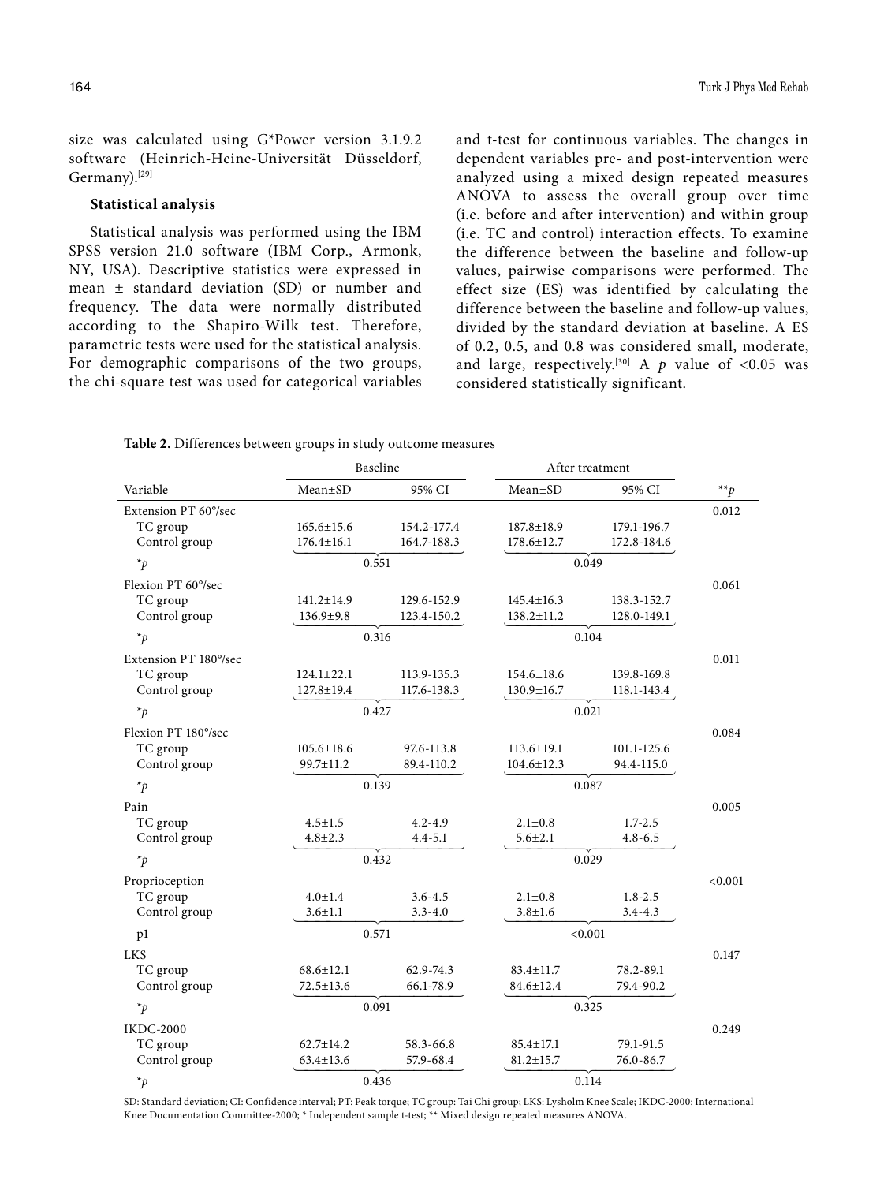size was calculated using G*Power version 3.1.9.2 software (Heinrich-Heine-Universität Düsseldorf, Germany).[29]

### Statistical analysis

Statistical analysis was performed using the IBM SPSS version 21.0 software (IBM Corp., Armonk, NY, USA). Descriptive statistics were expressed in mean ± standard deviation (SD) or number and frequency. The data were normally distributed according to the Shapiro-Wilk test. Therefore, parametric tests were used for the statistical analysis. For demographic comparisons of the two groups, the chi-square test was used for categorical variables and t-test for continuous variables. The changes in dependent variables pre- and post-intervention were analyzed using a mixed design repeated measures ANOVA to assess the overall group over time (i.e. before and after intervention) and within group (i.e. TC and control) interaction effects. To examine the difference between the baseline and follow-up values, pairwise comparisons were performed. The effect size (ES) was identified by calculating the difference between the baseline and follow-up values, divided by the standard deviation at baseline. A ES of 0.2, 0.5, and 0.8 was considered small, moderate, and large, respectively.[30] A $p$ value of <0.05 was considered statistically significant.

**Table 2.** Differences between groups in study outcome measures

| | Baseline | | After treatment | | |
|---|---|---|---|---|---|
| Variable | Mean±SD | 95% CI | Mean±SD | 95% CI | **p |
| Extension PT 60°/sec | | | | | 0.012 |
| TC group | 165.6±15.6 | 154.2-177.4 | 187.8±18.9 | 179.1-196.7 | |
| Control group | 176.4±16.1 | 164.7-188.3 | 178.6±12.7 | 172.8-184.6 | |
| *p | 0.551 | | 0.049 | | |
| Flexion PT 60°/sec | | | | | 0.061 |
| TC group | 141.2±14.9 | 129.6-152.9 | 145.4±16.3 | 138.3-152.7 | |
| Control group | 136.9±9.8 | 123.4-150.2 | 138.2±11.2 | 128.0-149.1 | |
| *p | 0.316 | | 0.104 | | |
| Extension PT 180°/sec | | | | | 0.011 |
| TC group | 124.1±22.1 | 113.9-135.3 | 154.6±18.6 | 139.8-169.8 | |
| Control group | 127.8±19.4 | 117.6-138.3 | 130.9±16.7 | 118.1-143.4 | |
| *p | 0.427 | | 0.021 | | |
| Flexion PT 180°/sec | | | | | 0.084 |
| TC group | 105.6±18.6 | 97.6-113.8 | 113.6±19.1 | 101.1-125.6 | |
| Control group | 99.7±11.2 | 89.4-110.2 | 104.6±12.3 | 94.4-115.0 | |
| *p | 0.139 | | 0.087 | | |
| Pain | | | | | 0.005 |
| TC group | 4.5±1.5 | 4.2-4.9 | 2.1±0.8 | 1.7-2.5 | |
| Control group | 4.8±2.3 | 4.4-5.1 | 5.6±2.1 | 4.8-6.5 | |
| *p | 0.432 | | 0.029 | | |
| Proprioception | | | | | <0.001 |
| TC group | 4.0±1.4 | 3.6-4.5 | 2.1±0.8 | 1.8-2.5 | |
| Control group | 3.6±1.1 | 3.3-4.0 | 3.8±1.6 | 3.4-4.3 | |
| p1 | 0.571 | | <0.001 | | |
| LKS | | | | | 0.147 |
| TC group | 68.6±12.1 | 62.9-74.3 | 83.4±11.7 | 78.2-89.1 | |
| Control group | 72.5±13.6 | 66.1-78.9 | 84.6±12.4 | 79.4-90.2 | |
| *p | 0.091 | | 0.325 | | |
| IKDC-2000 | | | | | 0.249 |
| TC group | 62.7±14.2 | 58.3-66.8 | 85.4±17.1 | 79.1-91.5 | |
| Control group | 63.4±13.6 | 57.9-68.4 | 81.2±15.7 | 76.0-86.7 | |
| *p | 0.436 | | 0.114 | | |

SD: Standard deviation; CI: Confidence interval; PT: Peak torque; TC group: Tai Chi group; LKS: Lysholm Knee Scale; IKDC-2000: International Knee Documentation Committee-2000; * Independent sample t-test; ** Mixed design repeated measures ANOVA.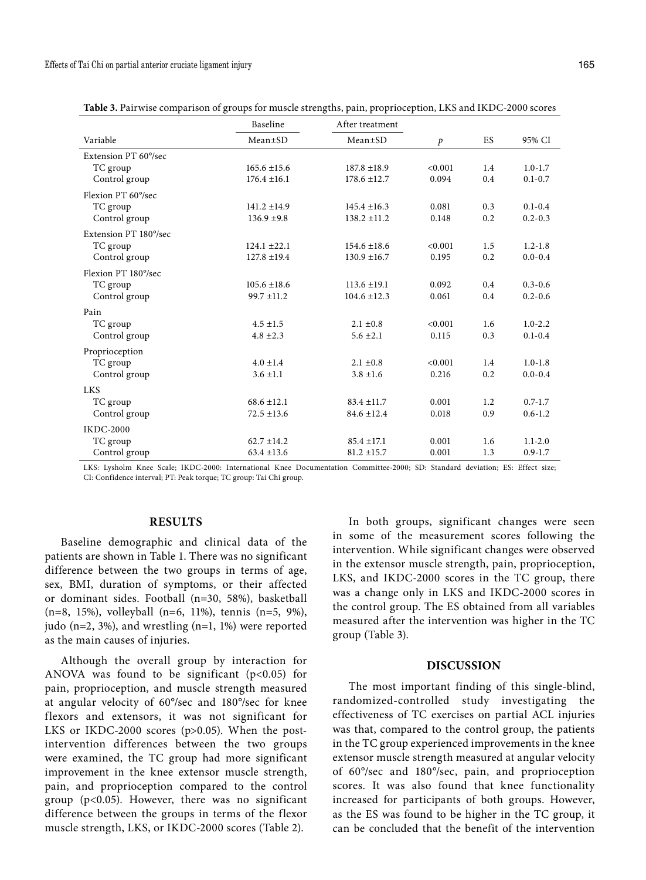**Table 3.** Pairwise comparison of groups for muscle strengths, pain, proprioception, LKS and IKDC-2000 scores

| | Baseline | After treatment | | | |
|---|---|---|---|---|---|
| Variable | Mean±SD | Mean±SD | *p* | ES | 95% CI |
| Extension PT 60°/sec | | | | | |
| TC group | 165.6 ±15.6 | 187.8 ±18.9 | <0.001 | 1.4 | 1.0-1.7 |
| Control group | 176.4 ±16.1 | 178.6 ±12.7 | 0.094 | 0.4 | 0.1-0.7 |
| Flexion PT 60°/sec | | | | | |
| TC group | 141.2 ±14.9 | 145.4 ±16.3 | 0.081 | 0.3 | 0.1-0.4 |
| Control group | 136.9 ±9.8 | 138.2 ±11.2 | 0.148 | 0.2 | 0.2-0.3 |
| Extension PT 180°/sec | | | | | |
| TC group | 124.1 ±22.1 | 154.6 ±18.6 | <0.001 | 1.5 | 1.2-1.8 |
| Control group | 127.8 ±19.4 | 130.9 ±16.7 | 0.195 | 0.2 | 0.0-0.4 |
| Flexion PT 180°/sec | | | | | |
| TC group | 105.6 ±18.6 | 113.6 ±19.1 | 0.092 | 0.4 | 0.3-0.6 |
| Control group | 99.7 ±11.2 | 104.6 ±12.3 | 0.061 | 0.4 | 0.2-0.6 |
| Pain | | | | | |
| TC group | 4.5 ±1.5 | 2.1 ±0.8 | <0.001 | 1.6 | 1.0-2.2 |
| Control group | 4.8 ±2.3 | 5.6 ±2.1 | 0.115 | 0.3 | 0.1-0.4 |
| Proprioception | | | | | |
| TC group | 4.0 ±1.4 | 2.1 ±0.8 | <0.001 | 1.4 | 1.0-1.8 |
| Control group | 3.6 ±1.1 | 3.8 ±1.6 | 0.216 | 0.2 | 0.0-0.4 |
| LKS | | | | | |
| TC group | 68.6 ±12.1 | 83.4 ±11.7 | 0.001 | 1.2 | 0.7-1.7 |
| Control group | 72.5 ±13.6 | 84.6 ±12.4 | 0.018 | 0.9 | 0.6-1.2 |
| IKDC-2000 | | | | | |
| TC group | 62.7 ±14.2 | 85.4 ±17.1 | 0.001 | 1.6 | 1.1-2.0 |
| Control group | 63.4 ±13.6 | 81.2 ±15.7 | 0.001 | 1.3 | 0.9-1.7 |

LKS: Lysholm Knee Scale; IKDC-2000: International Knee Documentation Committee-2000; SD: Standard deviation; ES: Effect size; CI: Confidence interval; PT: Peak torque; TC group: Tai Chi group.

## RESULTS

Baseline demographic and clinical data of the patients are shown in Table 1. There was no significant difference between the two groups in terms of age, sex, BMI, duration of symptoms, or their affected or dominant sides. Football (n=30, 58%), basketball (n=8, 15%), volleyball (n=6, 11%), tennis (n=5, 9%), judo (n=2, 3%), and wrestling (n=1, 1%) were reported as the main causes of injuries.

Although the overall group by interaction for ANOVA was found to be significant ($p<0.05$) for pain, proprioception, and muscle strength measured at angular velocity of 60°/sec and 180°/sec for knee flexors and extensors, it was not significant for LKS or IKDC-2000 scores ($p>0.05$). When the post-intervention differences between the two groups were examined, the TC group had more significant improvement in the knee extensor muscle strength, pain, and proprioception compared to the control group ($p<0.05$). However, there was no significant difference between the groups in terms of the flexor muscle strength, LKS, or IKDC-2000 scores (Table 2).

In both groups, significant changes were seen in some of the measurement scores following the intervention. While significant changes were observed in the extensor muscle strength, pain, proprioception, LKS, and IKDC-2000 scores in the TC group, there was a change only in LKS and IKDC-2000 scores in the control group. The ES obtained from all variables measured after the intervention was higher in the TC group (Table 3).

## DISCUSSION

The most important finding of this single-blind, randomized-controlled study investigating the effectiveness of TC exercises on partial ACL injuries was that, compared to the control group, the patients in the TC group experienced improvements in the knee extensor muscle strength measured at angular velocity of 60°/sec and 180°/sec, pain, and proprioception scores. It was also found that knee functionality increased for participants of both groups. However, as the ES was found to be higher in the TC group, it can be concluded that the benefit of the intervention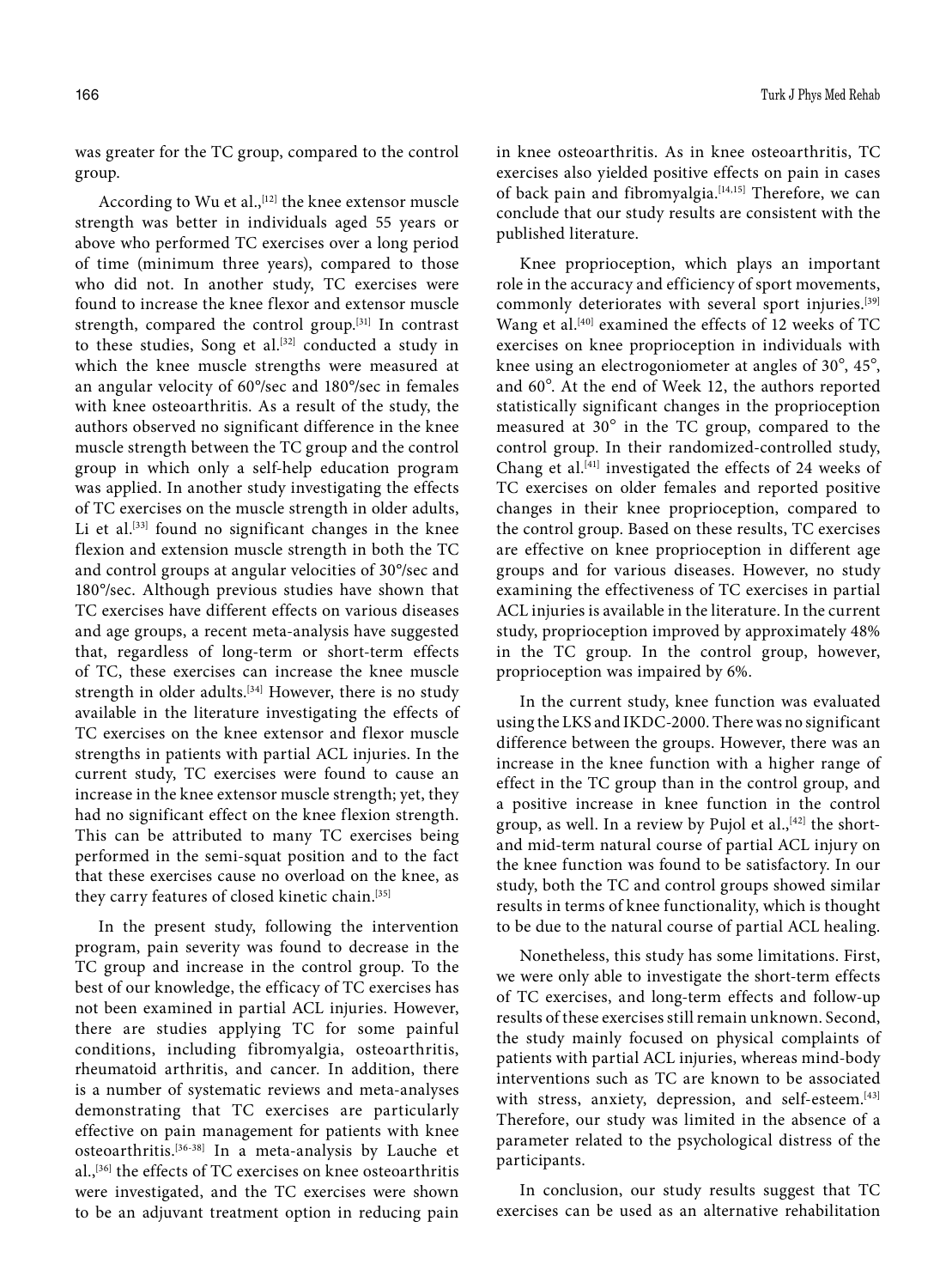was greater for the TC group, compared to the control group.

According to Wu et al.,[12] the knee extensor muscle strength was better in individuals aged 55 years or above who performed TC exercises over a long period of time (minimum three years), compared to those who did not. In another study, TC exercises were found to increase the knee flexor and extensor muscle strength, compared the control group.[31] In contrast to these studies, Song et al.[32] conducted a study in which the knee muscle strengths were measured at an angular velocity of 60°/sec and 180°/sec in females with knee osteoarthritis. As a result of the study, the authors observed no significant difference in the knee muscle strength between the TC group and the control group in which only a self-help education program was applied. In another study investigating the effects of TC exercises on the muscle strength in older adults, Li et al.[33] found no significant changes in the knee flexion and extension muscle strength in both the TC and control groups at angular velocities of 30°/sec and 180°/sec. Although previous studies have shown that TC exercises have different effects on various diseases and age groups, a recent meta-analysis have suggested that, regardless of long-term or short-term effects of TC, these exercises can increase the knee muscle strength in older adults.[34] However, there is no study available in the literature investigating the effects of TC exercises on the knee extensor and flexor muscle strengths in patients with partial ACL injuries. In the current study, TC exercises were found to cause an increase in the knee extensor muscle strength; yet, they had no significant effect on the knee flexion strength. This can be attributed to many TC exercises being performed in the semi-squat position and to the fact that these exercises cause no overload on the knee, as they carry features of closed kinetic chain.[35]

In the present study, following the intervention program, pain severity was found to decrease in the TC group and increase in the control group. To the best of our knowledge, the efficacy of TC exercises has not been examined in partial ACL injuries. However, there are studies applying TC for some painful conditions, including fibromyalgia, osteoarthritis, rheumatoid arthritis, and cancer. In addition, there is a number of systematic reviews and meta-analyses demonstrating that TC exercises are particularly effective on pain management for patients with knee osteoarthritis.[36-38] In a meta-analysis by Lauche et al.,[36] the effects of TC exercises on knee osteoarthritis were investigated, and the TC exercises were shown to be an adjuvant treatment option in reducing pain in knee osteoarthritis. As in knee osteoarthritis, TC exercises also yielded positive effects on pain in cases of back pain and fibromyalgia.[14,15] Therefore, we can conclude that our study results are consistent with the published literature.

Knee proprioception, which plays an important role in the accuracy and efficiency of sport movements, commonly deteriorates with several sport injuries.[39] Wang et al.[40] examined the effects of 12 weeks of TC exercises on knee proprioception in individuals with knee using an electrogoniometer at angles of 30°, 45°, and 60°. At the end of Week 12, the authors reported statistically significant changes in the proprioception measured at 30° in the TC group, compared to the control group. In their randomized-controlled study, Chang et al.[41] investigated the effects of 24 weeks of TC exercises on older females and reported positive changes in their knee proprioception, compared to the control group. Based on these results, TC exercises are effective on knee proprioception in different age groups and for various diseases. However, no study examining the effectiveness of TC exercises in partial ACL injuries is available in the literature. In the current study, proprioception improved by approximately 48% in the TC group. In the control group, however, proprioception was impaired by 6%.

In the current study, knee function was evaluated using the LKS and IKDC-2000. There was no significant difference between the groups. However, there was an increase in the knee function with a higher range of effect in the TC group than in the control group, and a positive increase in knee function in the control group, as well. In a review by Pujol et al.,[42] the short- and mid-term natural course of partial ACL injury on the knee function was found to be satisfactory. In our study, both the TC and control groups showed similar results in terms of knee functionality, which is thought to be due to the natural course of partial ACL healing.

Nonetheless, this study has some limitations. First, we were only able to investigate the short-term effects of TC exercises, and long-term effects and follow-up results of these exercises still remain unknown. Second, the study mainly focused on physical complaints of patients with partial ACL injuries, whereas mind-body interventions such as TC are known to be associated with stress, anxiety, depression, and self-esteem.[43] Therefore, our study was limited in the absence of a parameter related to the psychological distress of the participants.

In conclusion, our study results suggest that TC exercises can be used as an alternative rehabilitation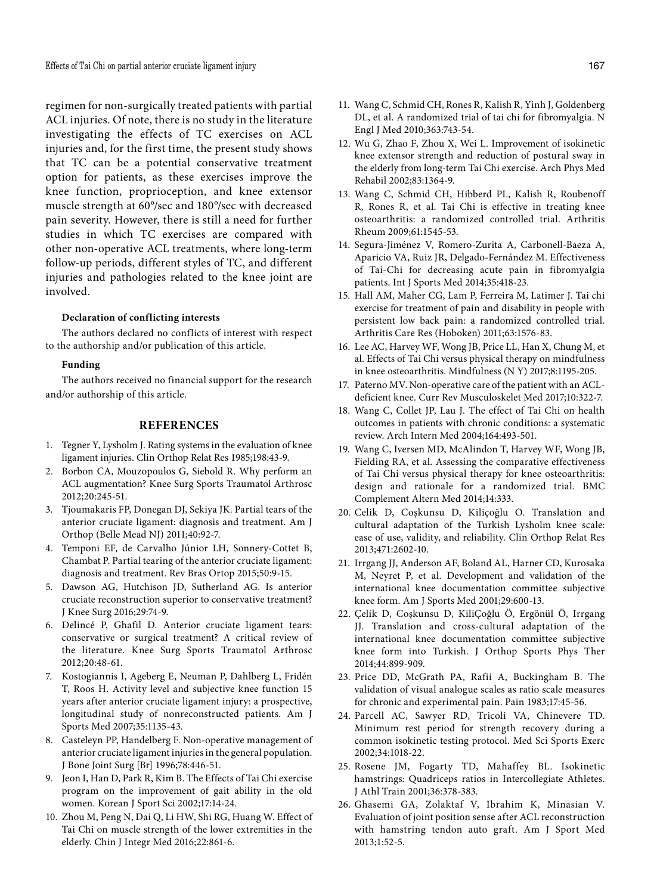regimen for non-surgically treated patients with partial ACL injuries. Of note, there is no study in the literature investigating the effects of TC exercises on ACL injuries and, for the first time, the present study shows that TC can be a potential conservative treatment option for patients, as these exercises improve the knee function, proprioception, and knee extensor muscle strength at 60°/sec and 180°/sec with decreased pain severity. However, there is still a need for further studies in which TC exercises are compared with other non-operative ACL treatments, where long-term follow-up periods, different styles of TC, and different injuries and pathologies related to the knee joint are involved.

**Declaration of conflicting interests**

The authors declared no conflicts of interest with respect to the authorship and/or publication of this article.

**Funding**

The authors received no financial support for the research and/or authorship of this article.

## REFERENCES

1. Tegner Y, Lysholm J. Rating systems in the evaluation of knee ligament injuries. Clin Orthop Relat Res 1985;198:43-9.
2. Borbon CA, Mouzopoulos G, Siebold R. Why perform an ACL augmentation? Knee Surg Sports Traumatol Arthrosc 2012;20:245-51.
3. Tjoumakaris FP, Donegan DJ, Sekiya JK. Partial tears of the anterior cruciate ligament: diagnosis and treatment. Am J Orthop (Belle Mead NJ) 2011;40:92-7.
4. Temponi EF, de Carvalho Júnior LH, Sonnery-Cottet B, Chambat P. Partial tearing of the anterior cruciate ligament: diagnosis and treatment. Rev Bras Ortop 2015;50:9-15.
5. Dawson AG, Hutchison JD, Sutherland AG. Is anterior cruciate reconstruction superior to conservative treatment? J Knee Surg 2016;29:74-9.
6. Delincé P, Ghafil D. Anterior cruciate ligament tears: conservative or surgical treatment? A critical review of the literature. Knee Surg Sports Traumatol Arthrosc 2012;20:48-61.
7. Kostogiannis I, Ageberg E, Neuman P, Dahlberg L, Fridén T, Roos H. Activity level and subjective knee function 15 years after anterior cruciate ligament injury: a prospective, longitudinal study of nonreconstructed patients. Am J Sports Med 2007;35:1135-43.
8. Casteleyn PP, Handelberg F. Non-operative management of anterior cruciate ligament injuries in the general population. J Bone Joint Surg [Br] 1996;78:446-51.
9. Jeon I, Han D, Park R, Kim B. The Effects of Tai Chi exercise program on the improvement of gait ability in the old women. Korean J Sport Sci 2002;17:14-24.
10. Zhou M, Peng N, Dai Q, Li HW, Shi RG, Huang W. Effect of Tai Chi on muscle strength of the lower extremities in the elderly. Chin J Integr Med 2016;22:861-6.
11. Wang C, Schmid CH, Rones R, Kalish R, Yinh J, Goldenberg DL, et al. A randomized trial of tai chi for fibromyalgia. N Engl J Med 2010;363:743-54.
12. Wu G, Zhao F, Zhou X, Wei L. Improvement of isokinetic knee extensor strength and reduction of postural sway in the elderly from long-term Tai Chi exercise. Arch Phys Med Rehabil 2002;83:1364-9.
13. Wang C, Schmid CH, Hibberd PL, Kalish R, Roubenoff R, Rones R, et al. Tai Chi is effective in treating knee osteoarthritis: a randomized controlled trial. Arthritis Rheum 2009;61:1545-53.
14. Segura-Jiménez V, Romero-Zurita A, Carbonell-Baeza A, Aparicio VA, Ruiz JR, Delgado-Fernández M. Effectiveness of Tai-Chi for decreasing acute pain in fibromyalgia patients. Int J Sports Med 2014;35:418-23.
15. Hall AM, Maher CG, Lam P, Ferreira M, Latimer J. Tai chi exercise for treatment of pain and disability in people with persistent low back pain: a randomized controlled trial. Arthritis Care Res (Hoboken) 2011;63:1576-83.
16. Lee AC, Harvey WF, Wong JB, Price LL, Han X, Chung M, et al. Effects of Tai Chi versus physical therapy on mindfulness in knee osteoarthritis. Mindfulness (N Y) 2017;8:1195-205.
17. Paterno MV. Non-operative care of the patient with an ACL-deficient knee. Curr Rev Musculoskelet Med 2017;10:322-7.
18. Wang C, Collet JP, Lau J. The effect of Tai Chi on health outcomes in patients with chronic conditions: a systematic review. Arch Intern Med 2004;164:493-501.
19. Wang C, Iversen MD, McAlindon T, Harvey WF, Wong JB, Fielding RA, et al. Assessing the comparative effectiveness of Tai Chi versus physical therapy for knee osteoarthritis: design and rationale for a randomized trial. BMC Complement Altern Med 2014;14:333.
20. Celik D, Coşkunsu D, Kiliçoğlu O. Translation and cultural adaptation of the Turkish Lysholm knee scale: ease of use, validity, and reliability. Clin Orthop Relat Res 2013;471:2602-10.
21. Irrgang JJ, Anderson AF, Boland AL, Harner CD, Kurosaka M, Neyret P, et al. Development and validation of the international knee documentation committee subjective knee form. Am J Sports Med 2001;29:600-13.
22. Çelik D, Coşkunsu D, KiliÇoğlu Ö, Ergönül Ö, Irrgang JJ. Translation and cross-cultural adaptation of the international knee documentation committee subjective knee form into Turkish. J Orthop Sports Phys Ther 2014;44:899-909.
23. Price DD, McGrath PA, Rafii A, Buckingham B. The validation of visual analogue scales as ratio scale measures for chronic and experimental pain. Pain 1983;17:45-56.
24. Parcell AC, Sawyer RD, Tricoli VA, Chinevere TD. Minimum rest period for strength recovery during a common isokinetic testing protocol. Med Sci Sports Exerc 2002;34:1018-22.
25. Rosene JM, Fogarty TD, Mahaffey BL. Isokinetic hamstrings: Quadriceps ratios in Intercollegiate Athletes. J Athl Train 2001;36:378-383.
26. Ghasemi GA, Zolaktaf V, Ibrahim K, Minasian V. Evaluation of joint position sense after ACL reconstruction with hamstring tendon auto graft. Am J Sport Med 2013;1:52-5.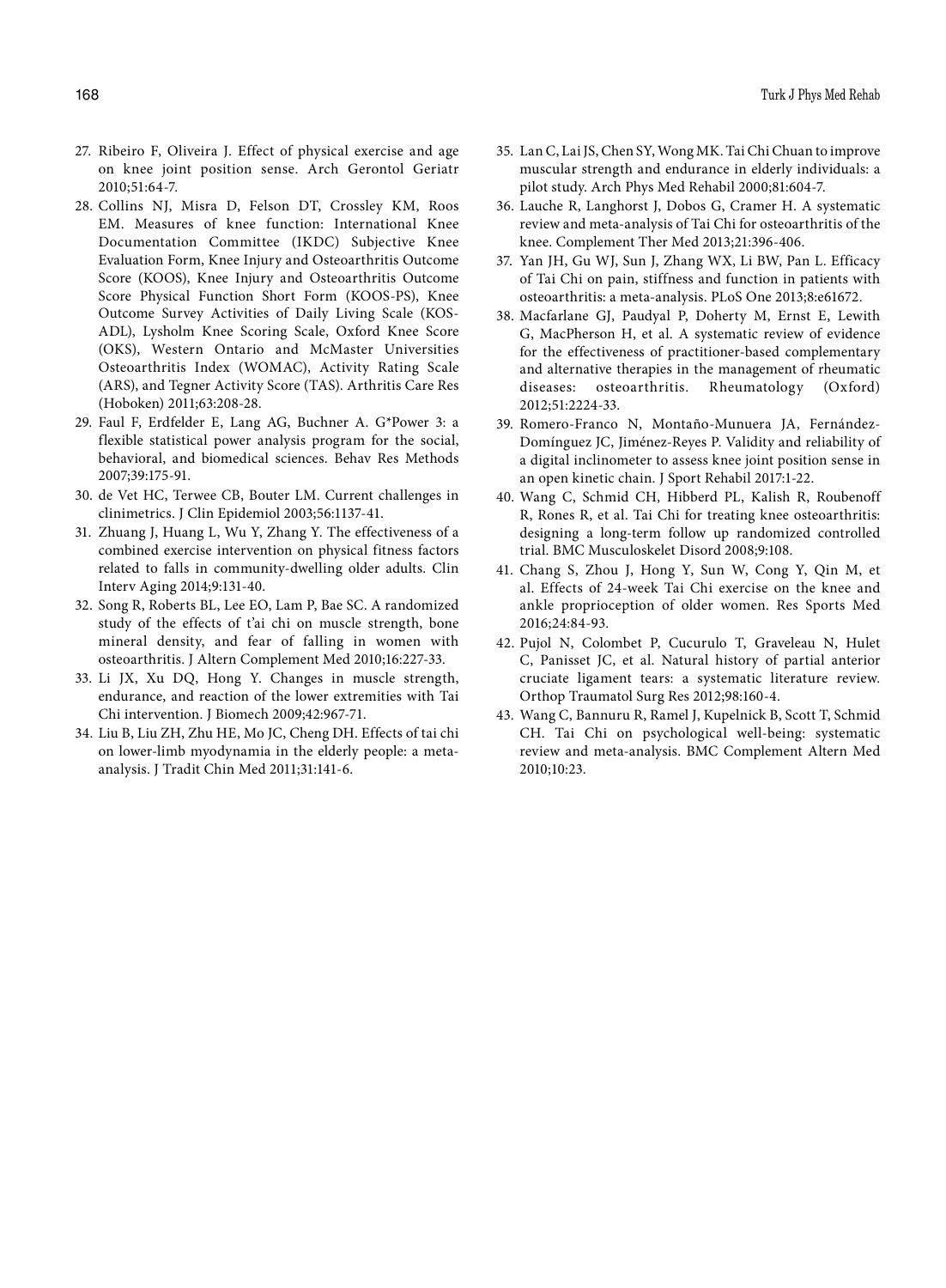27. Ribeiro F, Oliveira J. Effect of physical exercise and age on knee joint position sense. Arch Gerontol Geriatr 2010;51:64-7.
28. Collins NJ, Misra D, Felson DT, Crossley KM, Roos EM. Measures of knee function: International Knee Documentation Committee (IKDC) Subjective Knee Evaluation Form, Knee Injury and Osteoarthritis Outcome Score (KOOS), Knee Injury and Osteoarthritis Outcome Score Physical Function Short Form (KOOS-PS), Knee Outcome Survey Activities of Daily Living Scale (KOS-ADL), Lysholm Knee Scoring Scale, Oxford Knee Score (OKS), Western Ontario and McMaster Universities Osteoarthritis Index (WOMAC), Activity Rating Scale (ARS), and Tegner Activity Score (TAS). Arthritis Care Res (Hoboken) 2011;63:208-28.
29. Faul F, Erdfelder E, Lang AG, Buchner A. G*Power 3: a flexible statistical power analysis program for the social, behavioral, and biomedical sciences. Behav Res Methods 2007;39:175-91.
30. de Vet HC, Terwee CB, Bouter LM. Current challenges in clinimetrics. J Clin Epidemiol 2003;56:1137-41.
31. Zhuang J, Huang L, Wu Y, Zhang Y. The effectiveness of a combined exercise intervention on physical fitness factors related to falls in community-dwelling older adults. Clin Interv Aging 2014;9:131-40.
32. Song R, Roberts BL, Lee EO, Lam P, Bae SC. A randomized study of the effects of t'ai chi on muscle strength, bone mineral density, and fear of falling in women with osteoarthritis. J Altern Complement Med 2010;16:227-33.
33. Li JX, Xu DQ, Hong Y. Changes in muscle strength, endurance, and reaction of the lower extremities with Tai Chi intervention. J Biomech 2009;42:967-71.
34. Liu B, Liu ZH, Zhu HE, Mo JC, Cheng DH. Effects of tai chi on lower-limb myodynamia in the elderly people: a meta-analysis. J Tradit Chin Med 2011;31:141-6.
35. Lan C, Lai JS, Chen SY, Wong MK. Tai Chi Chuan to improve muscular strength and endurance in elderly individuals: a pilot study. Arch Phys Med Rehabil 2000;81:604-7.
36. Lauche R, Langhorst J, Dobos G, Cramer H. A systematic review and meta-analysis of Tai Chi for osteoarthritis of the knee. Complement Ther Med 2013;21:396-406.
37. Yan JH, Gu WJ, Sun J, Zhang WX, Li BW, Pan L. Efficacy of Tai Chi on pain, stiffness and function in patients with osteoarthritis: a meta-analysis. PLoS One 2013;8:e61672.
38. Macfarlane GJ, Paudyal P, Doherty M, Ernst E, Lewith G, MacPherson H, et al. A systematic review of evidence for the effectiveness of practitioner-based complementary and alternative therapies in the management of rheumatic diseases: osteoarthritis. Rheumatology (Oxford) 2012;51:2224-33.
39. Romero-Franco N, Montaño-Munuera JA, Fernández-Domínguez JC, Jiménez-Reyes P. Validity and reliability of a digital inclinometer to assess knee joint position sense in an open kinetic chain. J Sport Rehabil 2017:1-22.
40. Wang C, Schmid CH, Hibberd PL, Kalish R, Roubenoff R, Rones R, et al. Tai Chi for treating knee osteoarthritis: designing a long-term follow up randomized controlled trial. BMC Musculoskelet Disord 2008;9:108.
41. Chang S, Zhou J, Hong Y, Sun W, Cong Y, Qin M, et al. Effects of 24-week Tai Chi exercise on the knee and ankle proprioception of older women. Res Sports Med 2016;24:84-93.
42. Pujol N, Colombet P, Cucurulo T, Graveleau N, Hulet C, Panisset JC, et al. Natural history of partial anterior cruciate ligament tears: a systematic literature review. Orthop Traumatol Surg Res 2012;98:160-4.
43. Wang C, Bannuru R, Ramel J, Kupelnick B, Scott T, Schmid CH. Tai Chi on psychological well-being: systematic review and meta-analysis. BMC Complement Altern Med 2010;10:23.